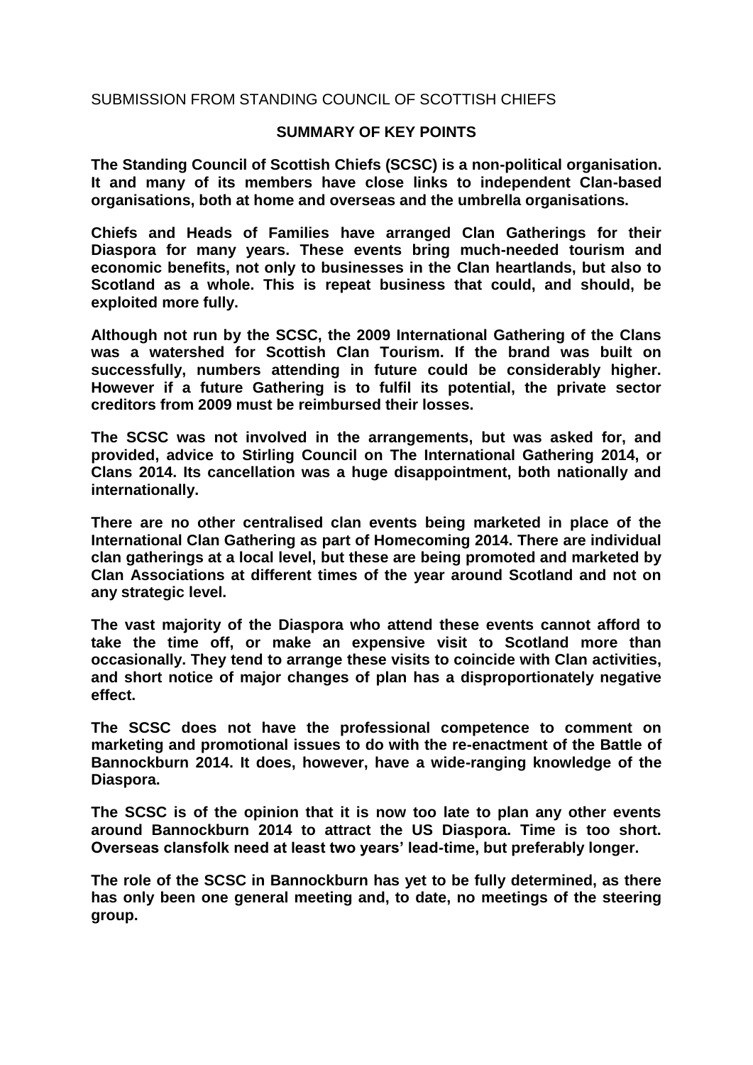SUBMISSION FROM STANDING COUNCIL OF SCOTTISH CHIEFS

## SUMMARY OF KEY POINTS

**The Standing Council of Scottish Chiefs (SCSC) is a non-political organisation. It and many of its members have close links to independent Clan-based organisations, both at home and overseas and the umbrella organisations.**

**Chiefs and Heads of Families have arranged Clan Gatherings for their Diaspora for many years. These events bring much-needed tourism and economic benefits, not only to businesses in the Clan heartlands, but also to Scotland as a whole. This is repeat business that could, and should, be exploited more fully.**

**Although not run by the SCSC, the 2009 International Gathering of the Clans was a watershed for Scottish Clan Tourism. If the brand was built on successfully, numbers attending in future could be considerably higher. However if a future Gathering is to fulfil its potential, the private sector creditors from 2009 must be reimbursed their losses.**

**The SCSC was not involved in the arrangements, but was asked for, and provided, advice to Stirling Council on The International Gathering 2014, or Clans 2014. Its cancellation was a huge disappointment, both nationally and internationally.**

**There are no other centralised clan events being marketed in place of the International Clan Gathering as part of Homecoming 2014. There are individual clan gatherings at a local level, but these are being promoted and marketed by Clan Associations at different times of the year around Scotland and not on any strategic level.**

**The vast majority of the Diaspora who attend these events cannot afford to take the time off, or make an expensive visit to Scotland more than occasionally. They tend to arrange these visits to coincide with Clan activities, and short notice of major changes of plan has a disproportionately negative effect.**

**The SCSC does not have the professional competence to comment on marketing and promotional issues to do with the re-enactment of the Battle of Bannockburn 2014. It does, however, have a wide-ranging knowledge of the Diaspora.**

**The SCSC is of the opinion that it is now too late to plan any other events around Bannockburn 2014 to attract the US Diaspora. Time is too short. Overseas clansfolk need at least two years' lead-time, but preferably longer.**

**The role of the SCSC in Bannockburn has yet to be fully determined, as there has only been one general meeting and, to date, no meetings of the steering group.**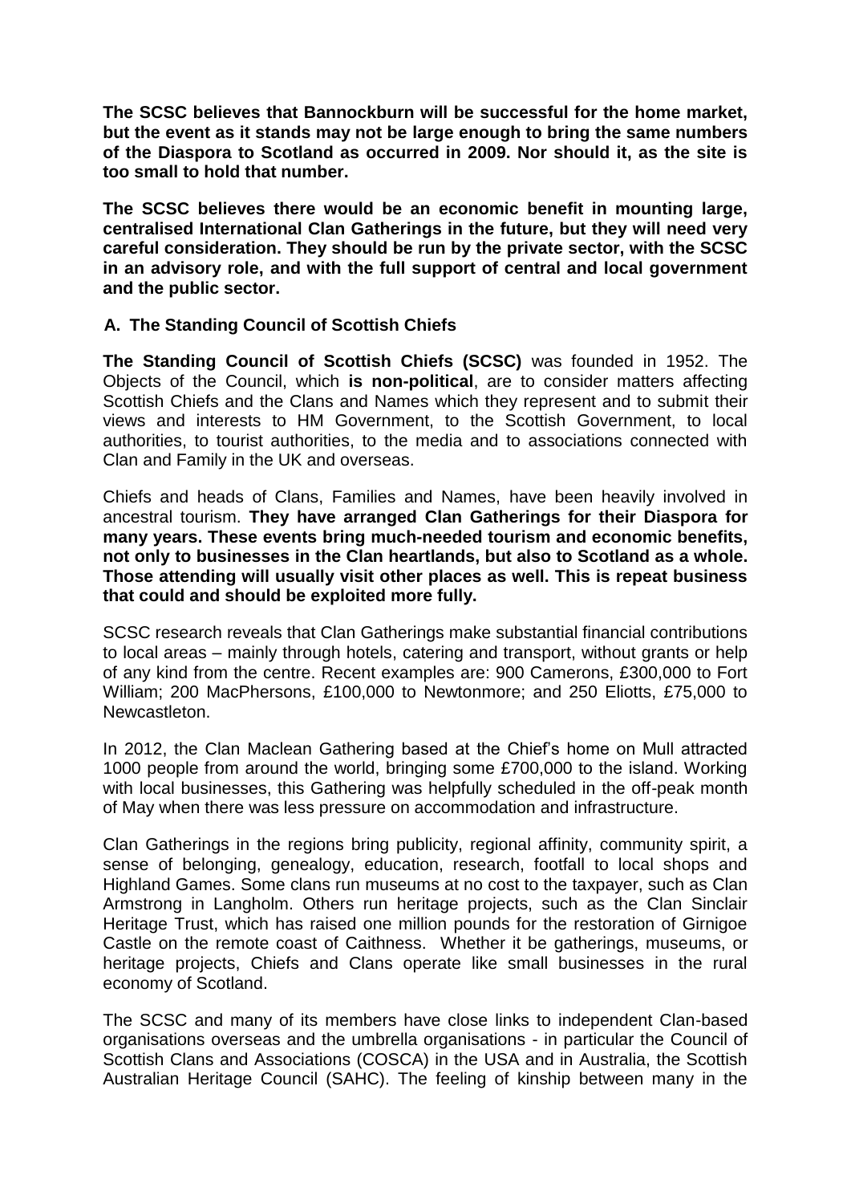**The SCSC believes that Bannockburn will be successful for the home market, but the event as it stands may not be large enough to bring the same numbers of the Diaspora to Scotland as occurred in 2009. Nor should it, as the site is too small to hold that number.**

**The SCSC believes there would be an economic benefit in mounting large, centralised International Clan Gatherings in the future, but they will need very careful consideration. They should be run by the private sector, with the SCSC in an advisory role, and with the full support of central and local government and the public sector.**

## A. The Standing Council of Scottish Chiefs

**The Standing Council of Scottish Chiefs (SCSC)** was founded in 1952. The Objects of the Council, which **is non-political**, are to consider matters affecting Scottish Chiefs and the Clans and Names which they represent and to submit their views and interests to HM Government, to the Scottish Government, to local authorities, to tourist authorities, to the media and to associations connected with Clan and Family in the UK and overseas.

Chiefs and heads of Clans, Families and Names, have been heavily involved in ancestral tourism. **They have arranged Clan Gatherings for their Diaspora for many years. These events bring much-needed tourism and economic benefits, not only to businesses in the Clan heartlands, but also to Scotland as a whole. Those attending will usually visit other places as well. This is repeat business that could and should be exploited more fully.**

SCSC research reveals that Clan Gatherings make substantial financial contributions to local areas – mainly through hotels, catering and transport, without grants or help of any kind from the centre. Recent examples are: 900 Camerons, £300,000 to Fort William; 200 MacPhersons, £100,000 to Newtonmore; and 250 Eliotts, £75,000 to Newcastleton.

In 2012, the Clan Maclean Gathering based at the Chief's home on Mull attracted 1000 people from around the world, bringing some £700,000 to the island. Working with local businesses, this Gathering was helpfully scheduled in the off-peak month of May when there was less pressure on accommodation and infrastructure.

Clan Gatherings in the regions bring publicity, regional affinity, community spirit, a sense of belonging, genealogy, education, research, footfall to local shops and Highland Games. Some clans run museums at no cost to the taxpayer, such as Clan Armstrong in Langholm. Others run heritage projects, such as the Clan Sinclair Heritage Trust, which has raised one million pounds for the restoration of Girnigoe Castle on the remote coast of Caithness. Whether it be gatherings, museums, or heritage projects, Chiefs and Clans operate like small businesses in the rural economy of Scotland.

The SCSC and many of its members have close links to independent Clan-based organisations overseas and the umbrella organisations - in particular the Council of Scottish Clans and Associations (COSCA) in the USA and in Australia, the Scottish Australian Heritage Council (SAHC). The feeling of kinship between many in the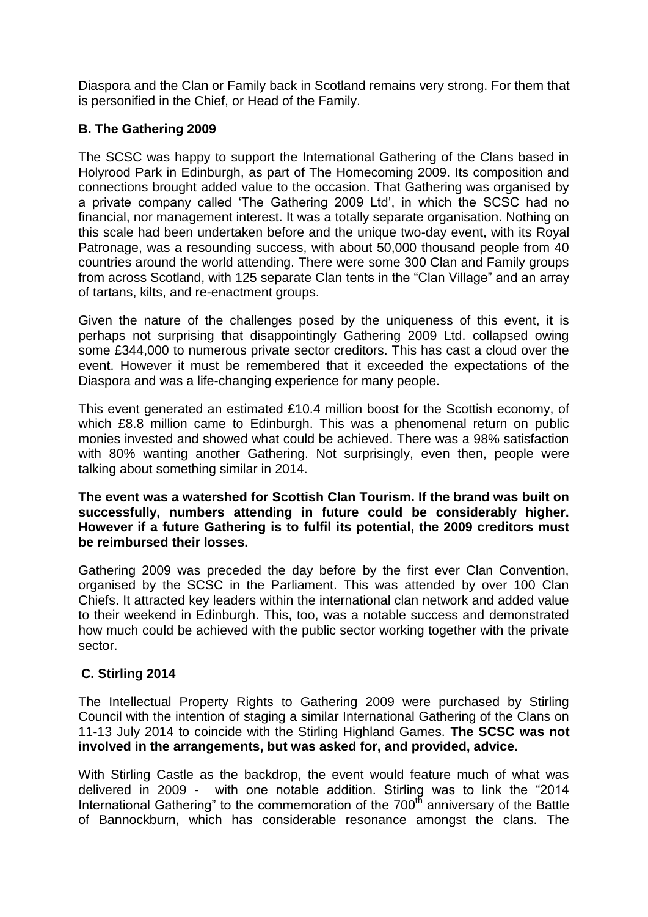Diaspora and the Clan or Family back in Scotland remains very strong. For them that is personified in the Chief, or Head of the Family.

### B. The Gathering 2009

The SCSC was happy to support the International Gathering of the Clans based in Holyrood Park in Edinburgh, as part of The Homecoming 2009. Its composition and connections brought added value to the occasion. That Gathering was organised by a private company called 'The Gathering 2009 Ltd', in which the SCSC had no financial, nor management interest. It was a totally separate organisation. Nothing on this scale had been undertaken before and the unique two-day event, with its Royal Patronage, was a resounding success, with about 50,000 thousand people from 40 countries around the world attending. There were some 300 Clan and Family groups from across Scotland, with 125 separate Clan tents in the "Clan Village" and an array of tartans, kilts, and re-enactment groups.

Given the nature of the challenges posed by the uniqueness of this event, it is perhaps not surprising that disappointingly Gathering 2009 Ltd. collapsed owing some £344,000 to numerous private sector creditors. This has cast a cloud over the event. However it must be remembered that it exceeded the expectations of the Diaspora and was a life-changing experience for many people.

This event generated an estimated £10.4 million boost for the Scottish economy, of which £8.8 million came to Edinburgh. This was a phenomenal return on public monies invested and showed what could be achieved. There was a 98% satisfaction with 80% wanting another Gathering. Not surprisingly, even then, people were talking about something similar in 2014.

**The event was a watershed for Scottish Clan Tourism. If the brand was built on successfully, numbers attending in future could be considerably higher. However if a future Gathering is to fulfil its potential, the 2009 creditors must be reimbursed their losses.**

Gathering 2009 was preceded the day before by the first ever Clan Convention, organised by the SCSC in the Parliament. This was attended by over 100 Clan Chiefs. It attracted key leaders within the international clan network and added value to their weekend in Edinburgh. This, too, was a notable success and demonstrated how much could be achieved with the public sector working together with the private sector.

### C. Stirling 2014

The Intellectual Property Rights to Gathering 2009 were purchased by Stirling Council with the intention of staging a similar International Gathering of the Clans on 11-13 July 2014 to coincide with the Stirling Highland Games. **The SCSC was not involved in the arrangements, but was asked for, and provided, advice.**

With Stirling Castle as the backdrop, the event would feature much of what was delivered in 2009 - with one notable addition. Stirling was to link the "2014 International Gathering" to the commemoration of the 700th anniversary of the Battle of Bannockburn, which has considerable resonance amongst the clans. The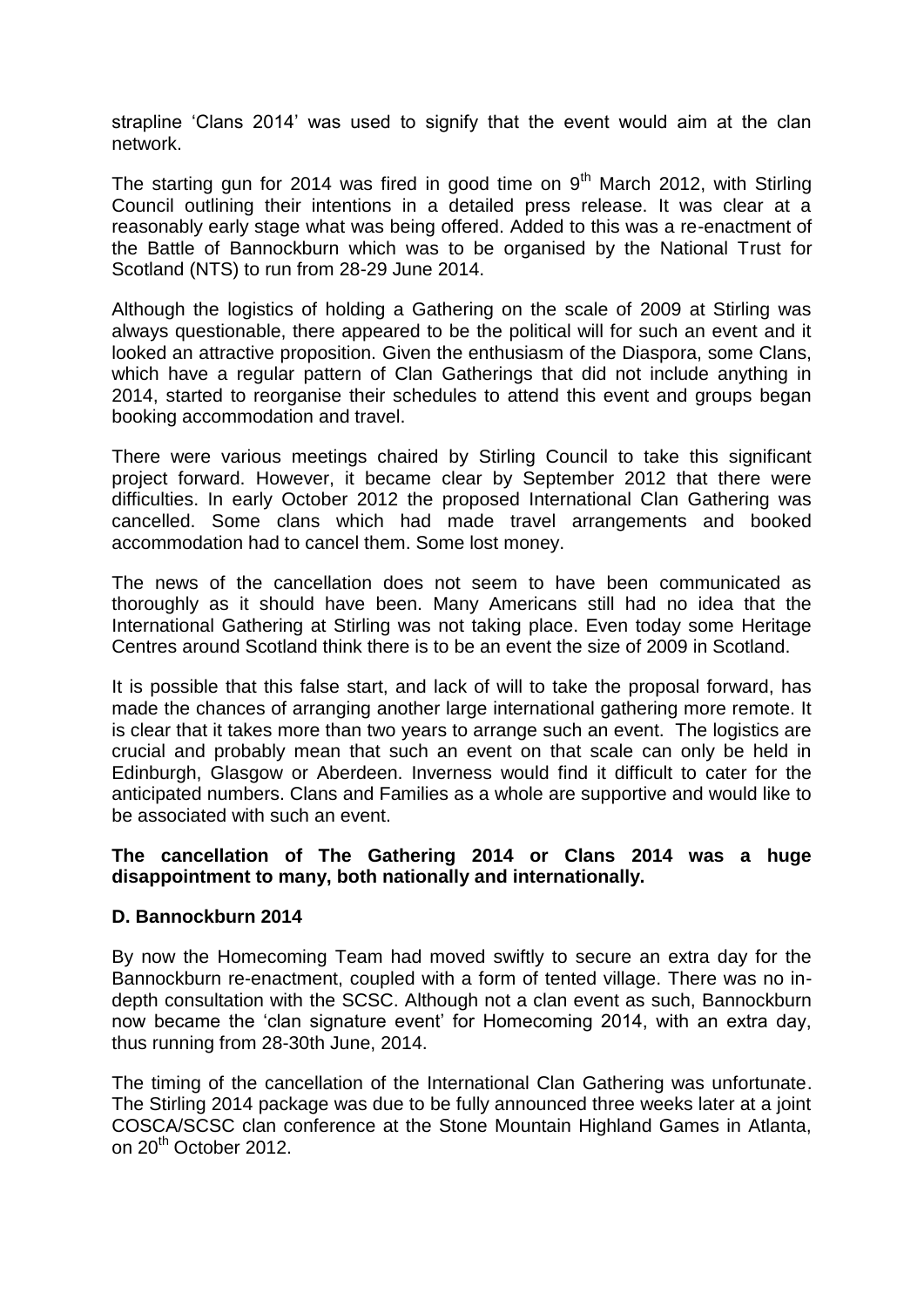strapline 'Clans 2014' was used to signify that the event would aim at the clan network.

The starting gun for 2014 was fired in good time on 9th March 2012, with Stirling Council outlining their intentions in a detailed press release. It was clear at a reasonably early stage what was being offered. Added to this was a re-enactment of the Battle of Bannockburn which was to be organised by the National Trust for Scotland (NTS) to run from 28-29 June 2014.

Although the logistics of holding a Gathering on the scale of 2009 at Stirling was always questionable, there appeared to be the political will for such an event and it looked an attractive proposition. Given the enthusiasm of the Diaspora, some Clans, which have a regular pattern of Clan Gatherings that did not include anything in 2014, started to reorganise their schedules to attend this event and groups began booking accommodation and travel.

There were various meetings chaired by Stirling Council to take this significant project forward. However, it became clear by September 2012 that there were difficulties. In early October 2012 the proposed International Clan Gathering was cancelled. Some clans which had made travel arrangements and booked accommodation had to cancel them. Some lost money.

The news of the cancellation does not seem to have been communicated as thoroughly as it should have been. Many Americans still had no idea that the International Gathering at Stirling was not taking place. Even today some Heritage Centres around Scotland think there is to be an event the size of 2009 in Scotland.

It is possible that this false start, and lack of will to take the proposal forward, has made the chances of arranging another large international gathering more remote. It is clear that it takes more than two years to arrange such an event. The logistics are crucial and probably mean that such an event on that scale can only be held in Edinburgh, Glasgow or Aberdeen. Inverness would find it difficult to cater for the anticipated numbers. Clans and Families as a whole are supportive and would like to be associated with such an event.

**The cancellation of The Gathering 2014 or Clans 2014 was a huge disappointment to many, both nationally and internationally.**

### D. Bannockburn 2014

By now the Homecoming Team had moved swiftly to secure an extra day for the Bannockburn re-enactment, coupled with a form of tented village. There was no in-depth consultation with the SCSC. Although not a clan event as such, Bannockburn now became the 'clan signature event' for Homecoming 2014, with an extra day, thus running from 28-30th June, 2014.

The timing of the cancellation of the International Clan Gathering was unfortunate. The Stirling 2014 package was due to be fully announced three weeks later at a joint COSCA/SCSC clan conference at the Stone Mountain Highland Games in Atlanta, on 20th October 2012.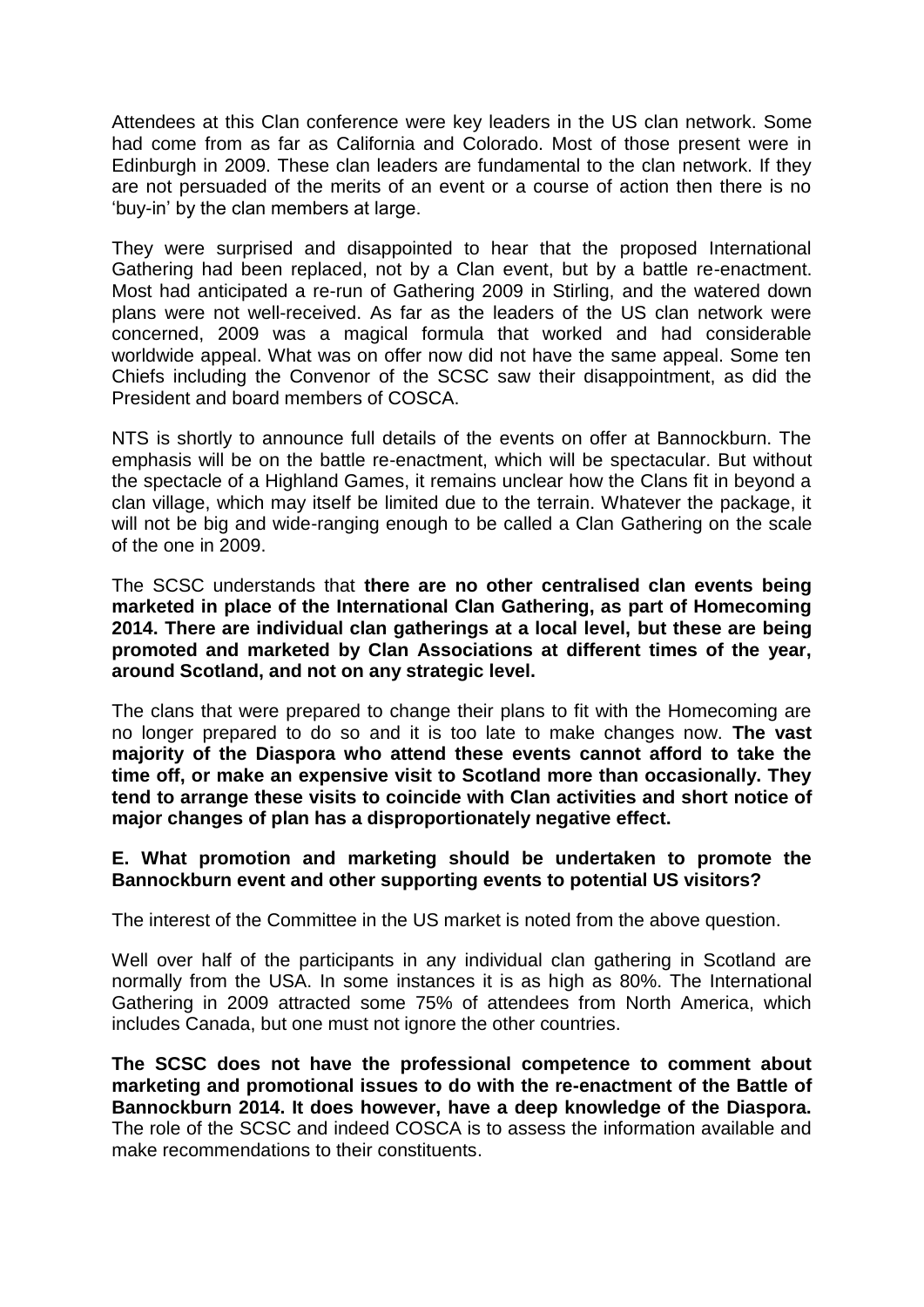Attendees at this Clan conference were key leaders in the US clan network. Some had come from as far as California and Colorado. Most of those present were in Edinburgh in 2009. These clan leaders are fundamental to the clan network. If they are not persuaded of the merits of an event or a course of action then there is no 'buy-in' by the clan members at large.

They were surprised and disappointed to hear that the proposed International Gathering had been replaced, not by a Clan event, but by a battle re-enactment. Most had anticipated a re-run of Gathering 2009 in Stirling, and the watered down plans were not well-received. As far as the leaders of the US clan network were concerned, 2009 was a magical formula that worked and had considerable worldwide appeal. What was on offer now did not have the same appeal. Some ten Chiefs including the Convenor of the SCSC saw their disappointment, as did the President and board members of COSCA.

NTS is shortly to announce full details of the events on offer at Bannockburn. The emphasis will be on the battle re-enactment, which will be spectacular. But without the spectacle of a Highland Games, it remains unclear how the Clans fit in beyond a clan village, which may itself be limited due to the terrain. Whatever the package, it will not be big and wide-ranging enough to be called a Clan Gathering on the scale of the one in 2009.

The SCSC understands that **there are no other centralised clan events being marketed in place of the International Clan Gathering, as part of Homecoming 2014. There are individual clan gatherings at a local level, but these are being promoted and marketed by Clan Associations at different times of the year, around Scotland, and not on any strategic level.**

The clans that were prepared to change their plans to fit with the Homecoming are no longer prepared to do so and it is too late to make changes now. **The vast majority of the Diaspora who attend these events cannot afford to take the time off, or make an expensive visit to Scotland more than occasionally. They tend to arrange these visits to coincide with Clan activities and short notice of major changes of plan has a disproportionately negative effect.**

**E. What promotion and marketing should be undertaken to promote the Bannockburn event and other supporting events to potential US visitors?**

The interest of the Committee in the US market is noted from the above question.

Well over half of the participants in any individual clan gathering in Scotland are normally from the USA. In some instances it is as high as 80%. The International Gathering in 2009 attracted some 75% of attendees from North America, which includes Canada, but one must not ignore the other countries.

**The SCSC does not have the professional competence to comment about marketing and promotional issues to do with the re-enactment of the Battle of Bannockburn 2014. It does however, have a deep knowledge of the Diaspora.** The role of the SCSC and indeed COSCA is to assess the information available and make recommendations to their constituents.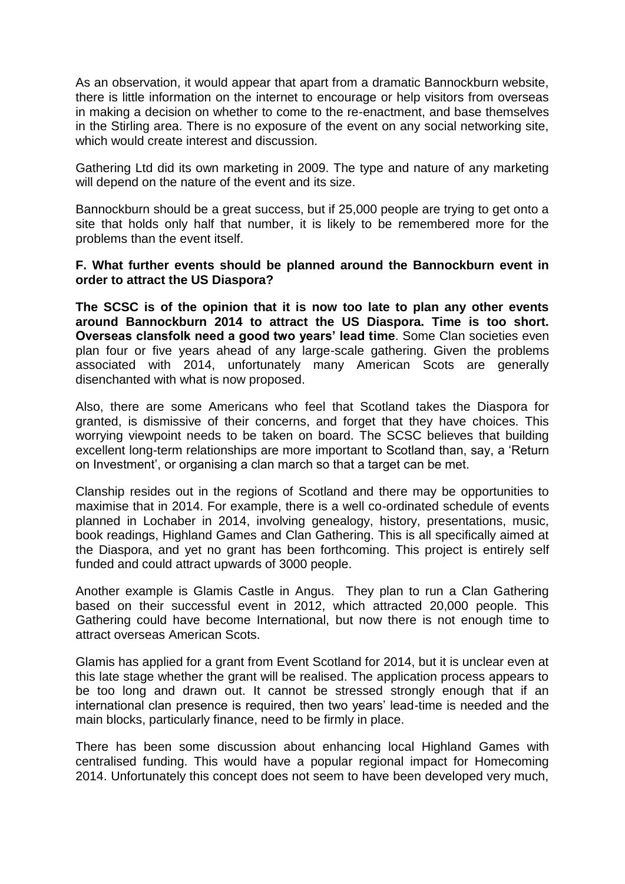As an observation, it would appear that apart from a dramatic Bannockburn website, there is little information on the internet to encourage or help visitors from overseas in making a decision on whether to come to the re-enactment, and base themselves in the Stirling area. There is no exposure of the event on any social networking site, which would create interest and discussion.

Gathering Ltd did its own marketing in 2009. The type and nature of any marketing will depend on the nature of the event and its size.

Bannockburn should be a great success, but if 25,000 people are trying to get onto a site that holds only half that number, it is likely to be remembered more for the problems than the event itself.

**F. What further events should be planned around the Bannockburn event in order to attract the US Diaspora?**

**The SCSC is of the opinion that it is now too late to plan any other events around Bannockburn 2014 to attract the US Diaspora. Time is too short. Overseas clansfolk need a good two years' lead time**. Some Clan societies even plan four or five years ahead of any large-scale gathering. Given the problems associated with 2014, unfortunately many American Scots are generally disenchanted with what is now proposed.

Also, there are some Americans who feel that Scotland takes the Diaspora for granted, is dismissive of their concerns, and forget that they have choices. This worrying viewpoint needs to be taken on board. The SCSC believes that building excellent long-term relationships are more important to Scotland than, say, a 'Return on Investment', or organising a clan march so that a target can be met.

Clanship resides out in the regions of Scotland and there may be opportunities to maximise that in 2014. For example, there is a well co-ordinated schedule of events planned in Lochaber in 2014, involving genealogy, history, presentations, music, book readings, Highland Games and Clan Gathering. This is all specifically aimed at the Diaspora, and yet no grant has been forthcoming. This project is entirely self funded and could attract upwards of 3000 people.

Another example is Glamis Castle in Angus. They plan to run a Clan Gathering based on their successful event in 2012, which attracted 20,000 people. This Gathering could have become International, but now there is not enough time to attract overseas American Scots.

Glamis has applied for a grant from Event Scotland for 2014, but it is unclear even at this late stage whether the grant will be realised. The application process appears to be too long and drawn out. It cannot be stressed strongly enough that if an international clan presence is required, then two years' lead-time is needed and the main blocks, particularly finance, need to be firmly in place.

There has been some discussion about enhancing local Highland Games with centralised funding. This would have a popular regional impact for Homecoming 2014. Unfortunately this concept does not seem to have been developed very much,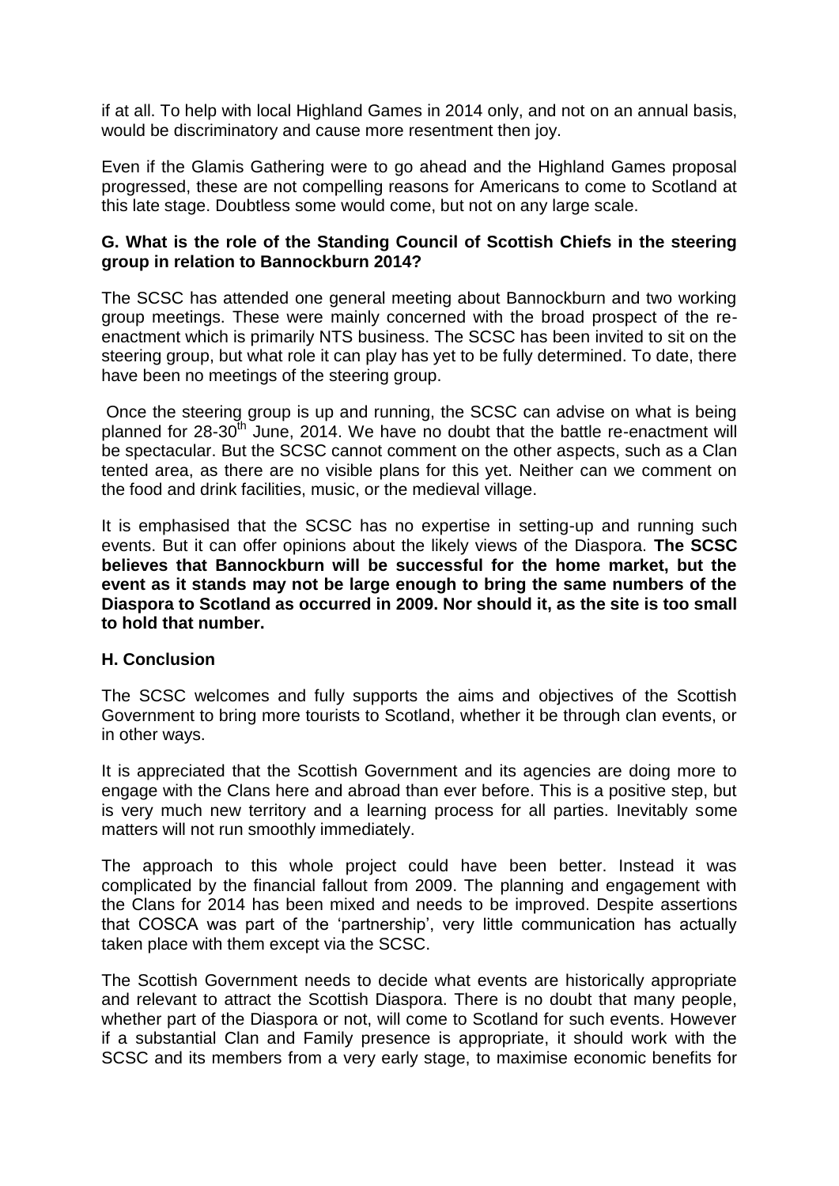if at all. To help with local Highland Games in 2014 only, and not on an annual basis, would be discriminatory and cause more resentment then joy.

Even if the Glamis Gathering were to go ahead and the Highland Games proposal progressed, these are not compelling reasons for Americans to come to Scotland at this late stage. Doubtless some would come, but not on any large scale.

**G. What is the role of the Standing Council of Scottish Chiefs in the steering group in relation to Bannockburn 2014?**

The SCSC has attended one general meeting about Bannockburn and two working group meetings. These were mainly concerned with the broad prospect of the re-enactment which is primarily NTS business. The SCSC has been invited to sit on the steering group, but what role it can play has yet to be fully determined. To date, there have been no meetings of the steering group.

Once the steering group is up and running, the SCSC can advise on what is being planned for 28-30th June, 2014. We have no doubt that the battle re-enactment will be spectacular. But the SCSC cannot comment on the other aspects, such as a Clan tented area, as there are no visible plans for this yet. Neither can we comment on the food and drink facilities, music, or the medieval village.

It is emphasised that the SCSC has no expertise in setting-up and running such events. But it can offer opinions about the likely views of the Diaspora. **The SCSC believes that Bannockburn will be successful for the home market, but the event as it stands may not be large enough to bring the same numbers of the Diaspora to Scotland as occurred in 2009. Nor should it, as the site is too small to hold that number.**

**H. Conclusion**

The SCSC welcomes and fully supports the aims and objectives of the Scottish Government to bring more tourists to Scotland, whether it be through clan events, or in other ways.

It is appreciated that the Scottish Government and its agencies are doing more to engage with the Clans here and abroad than ever before. This is a positive step, but is very much new territory and a learning process for all parties. Inevitably some matters will not run smoothly immediately.

The approach to this whole project could have been better. Instead it was complicated by the financial fallout from 2009. The planning and engagement with the Clans for 2014 has been mixed and needs to be improved. Despite assertions that COSCA was part of the 'partnership', very little communication has actually taken place with them except via the SCSC.

The Scottish Government needs to decide what events are historically appropriate and relevant to attract the Scottish Diaspora. There is no doubt that many people, whether part of the Diaspora or not, will come to Scotland for such events. However if a substantial Clan and Family presence is appropriate, it should work with the SCSC and its members from a very early stage, to maximise economic benefits for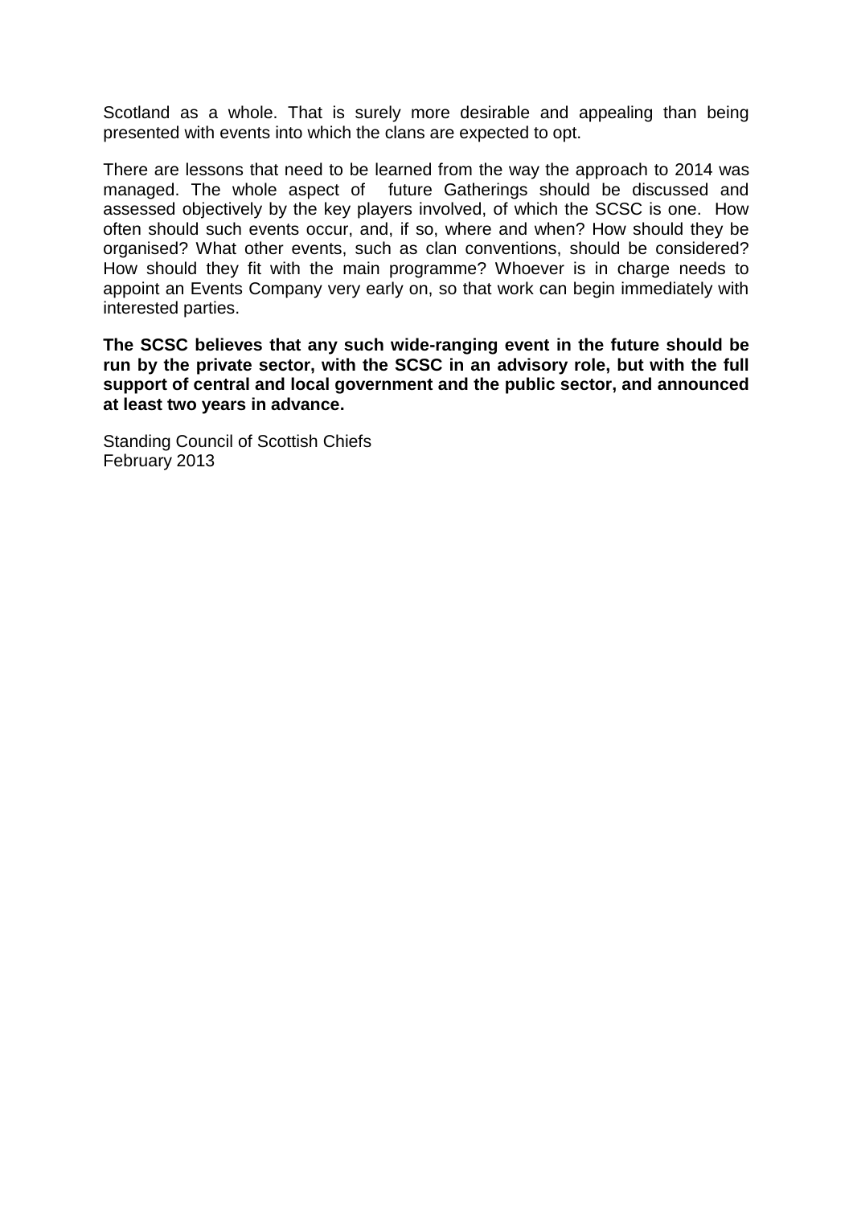Scotland as a whole. That is surely more desirable and appealing than being presented with events into which the clans are expected to opt.

There are lessons that need to be learned from the way the approach to 2014 was managed. The whole aspect of future Gatherings should be discussed and assessed objectively by the key players involved, of which the SCSC is one. How often should such events occur, and, if so, where and when? How should they be organised? What other events, such as clan conventions, should be considered? How should they fit with the main programme? Whoever is in charge needs to appoint an Events Company very early on, so that work can begin immediately with interested parties.

**The SCSC believes that any such wide-ranging event in the future should be run by the private sector, with the SCSC in an advisory role, but with the full support of central and local government and the public sector, and announced at least two years in advance.**

Standing Council of Scottish Chiefs
February 2013